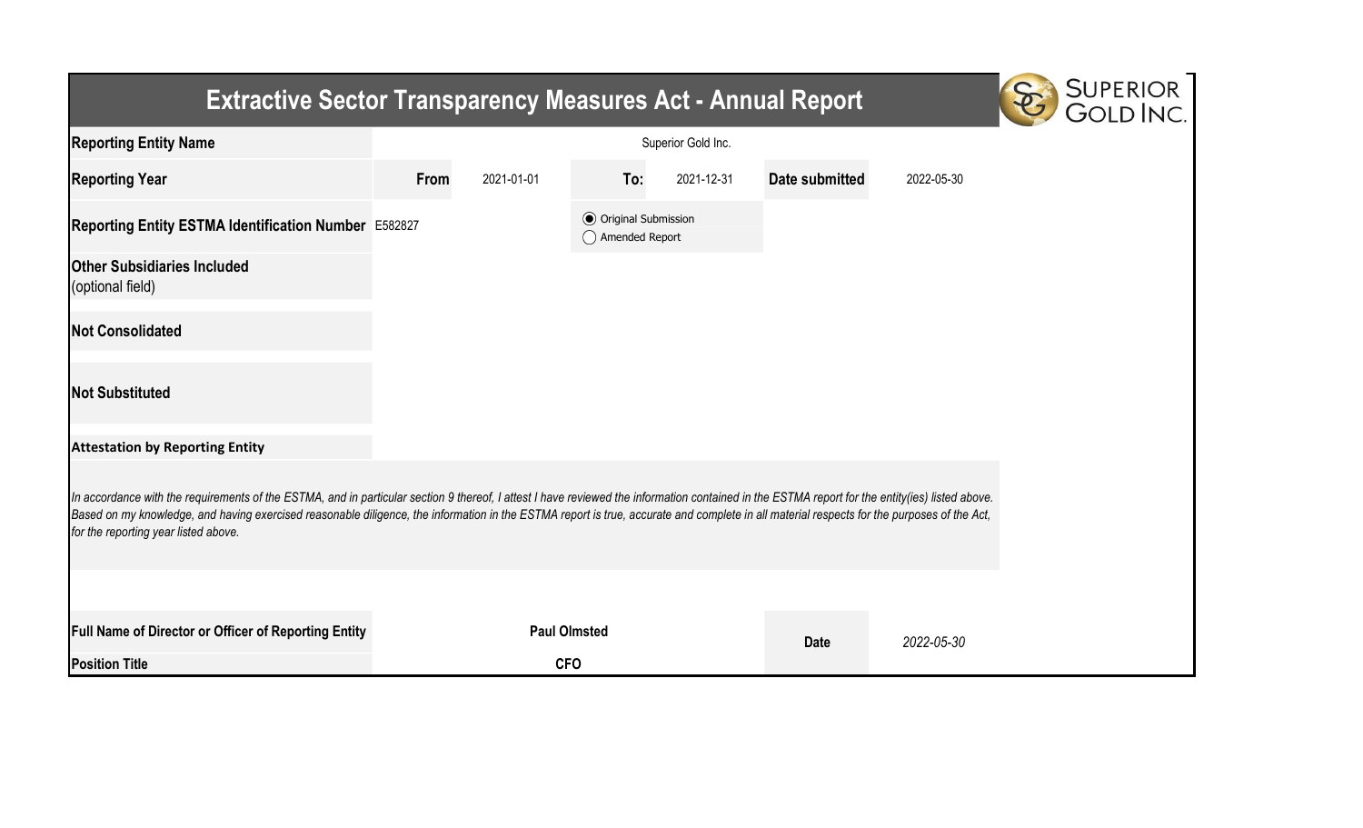# Extractive Sector Transparency Measures Act - Annual Report

SUPERIOR GOLD INC.

| | | | | | | |
|---|---|---|---|---|---|---|
| **Reporting Entity Name** | Superior Gold Inc. | | | | | |
| **Reporting Year** | **From** | 2021-01-01 | **To:** | 2021-12-31 | **Date submitted** | 2022-05-30 |
| **Reporting Entity ESTMA Identification Number** | E582827 | | ◉ Original Submission ◯ Amended Report | | | |
| **Other Subsidiaries Included** (optional field) | | | | | | |
| **Not Consolidated** | | | | | | |
| **Not Substituted** | | | | | | |

**Attestation by Reporting Entity**

*In accordance with the requirements of the ESTMA, and in particular section 9 thereof, I attest I have reviewed the information contained in the ESTMA report for the entity(ies) listed above. Based on my knowledge, and having exercised reasonable diligence, the information in the ESTMA report is true, accurate and complete in all material respects for the purposes of the Act, for the reporting year listed above.*

| | | | |
|---|---|---|---|
| **Full Name of Director or Officer of Reporting Entity** | **Paul Olmsted** | **Date** | *2022-05-30* |
| **Position Title** | **CFO** | | |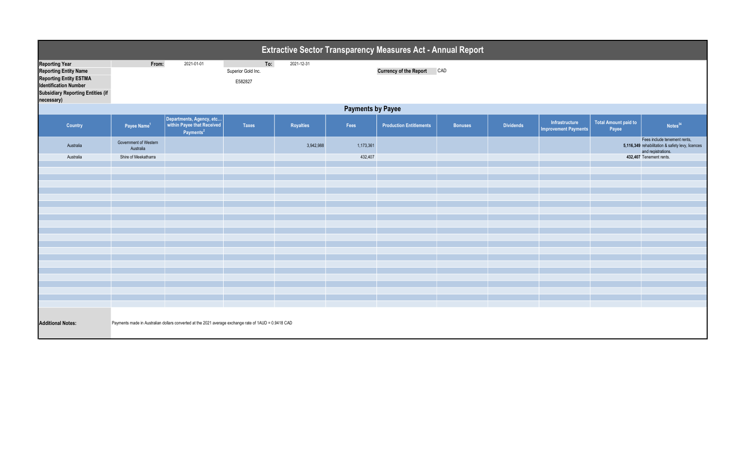# Extractive Sector Transparency Measures Act - Annual Report

| | | | | |
|---|---|---|---|---|
| **Reporting Year** | **From:** | 2021-01-01 | **To:** | 2021-12-31 |
| **Reporting Entity Name** | | | Superior Gold Inc. | |
| **Reporting Entity ESTMA Identification Number** | | | E582827 | |
| **Subsidiary Reporting Entities (if necessary)** | | | | |

**Currency of the Report** CAD

## Payments by Payee

| Country | Payee Name[1] | Departments, Agency, etc… within Payee that Received Payments[2] | Taxes | Royalties | Fees | Production Entitlements | Bonuses | Dividends | Infrastructure Improvement Payments | Total Amount paid to Payee | Notes[34] |
|---|---|---|---|---|---|---|---|---|---|---|---|
| Australia | Government of Western Australia | | | 3,942,988 | 1,173,361 | | | | | 5,116,349 | Fees include tenement rents, rehabilitation & safety levy, licences and registrations. |
| Australia | Shire of Meekatharra | | | | 432,407 | | | | | 432,407 | Tenement rents. |

**Additional Notes:** Payments made in Australian dollars converted at the 2021 average exchange rate of 1AUD = 0.9418 CAD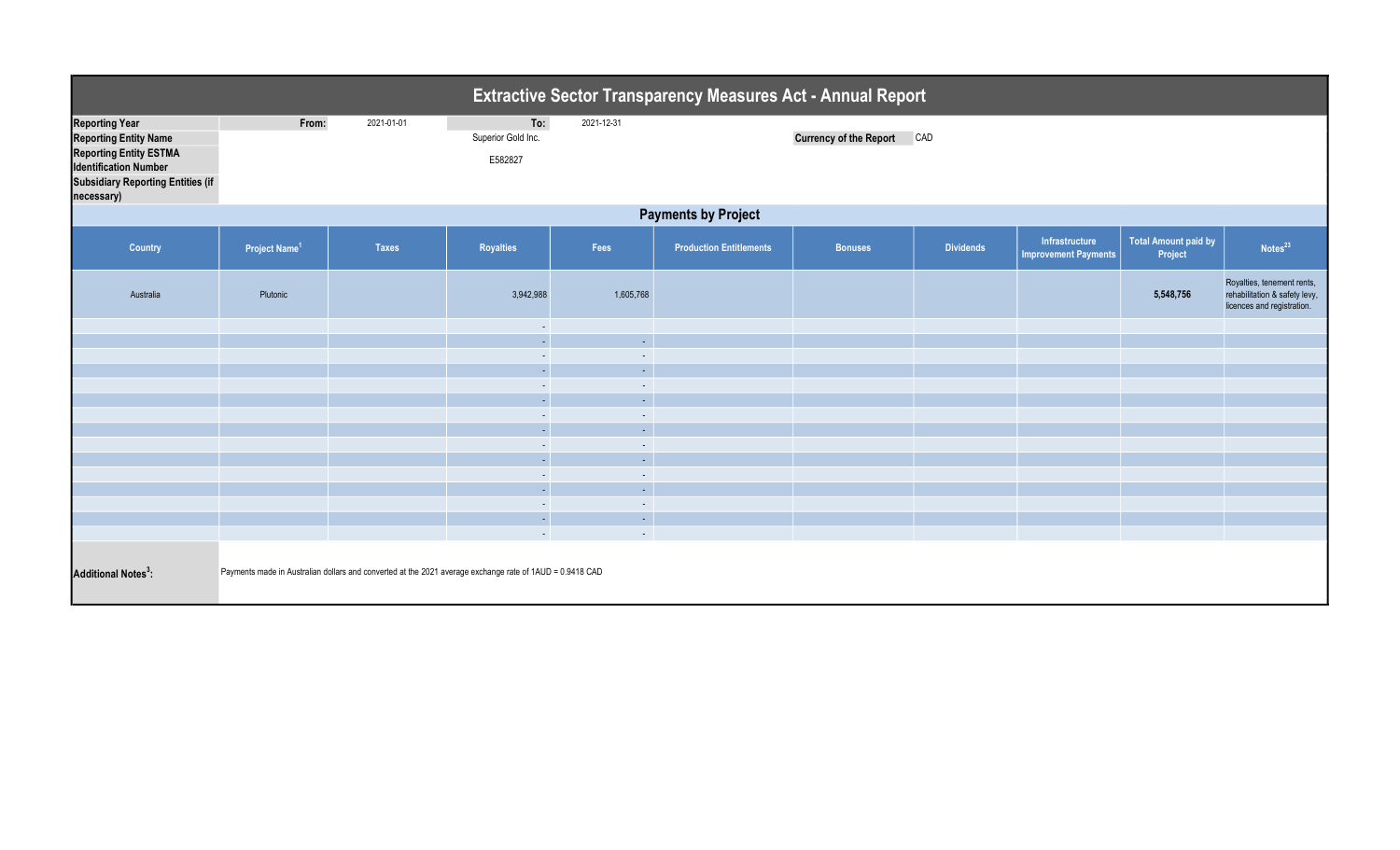# Extractive Sector Transparency Measures Act - Annual Report

| | | | | | |
|---|---|---|---|---|---|
| **Reporting Year** | **From:** | 2021-01-01 | **To:** | 2021-12-31 | |
| **Reporting Entity Name** | | | Superior Gold Inc. | | **Currency of the Report** CAD |
| **Reporting Entity ESTMA Identification Number** | | | E582827 | | |
| **Subsidiary Reporting Entities (if necessary)** | | | | | |

## Payments by Project

| Country | Project Name[1] | Taxes | Royalties | Fees | Production Entitlements | Bonuses | Dividends | Infrastructure Improvement Payments | Total Amount paid by Project | Notes[23] |
|---|---|---|---|---|---|---|---|---|---|---|
| Australia | Plutonic | | 3,942,988 | 1,605,768 | | | | | **5,548,756** | Royalties, tenement rents, rehabilitation & safety levy, licences and registration. |
| | | | - | | | | | | | |
| | | | - | - | | | | | | |
| | | | - | - | | | | | | |
| | | | - | - | | | | | | |
| | | | - | - | | | | | | |
| | | | - | - | | | | | | |
| | | | - | - | | | | | | |
| | | | - | - | | | | | | |
| | | | - | - | | | | | | |
| | | | - | - | | | | | | |
| | | | - | - | | | | | | |
| | | | - | - | | | | | | |
| | | | - | - | | | | | | |
| | | | - | - | | | | | | |
| | | | - | - | | | | | | |

**Additional Notes[3]:** Payments made in Australian dollars and converted at the 2021 average exchange rate of 1AUD = 0.9418 CAD